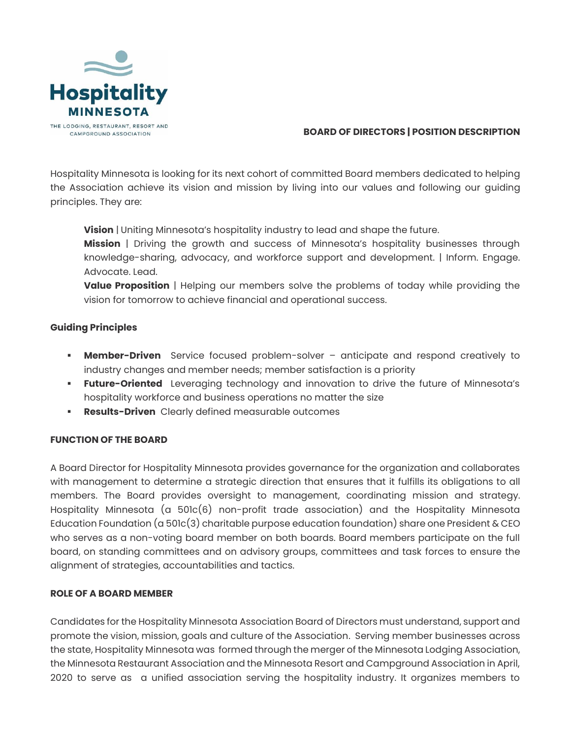Hospitality MINNESOTA

THE LODGING, RESTAURANT, RESORT AND CAMPGROUND ASSOCIATION

**BOARD OF DIRECTORS | POSITION DESCRIPTION**

Hospitality Minnesota is looking for its next cohort of committed Board members dedicated to helping the Association achieve its vision and mission by living into our values and following our guiding principles. They are:

> **Vision** | Uniting Minnesota's hospitality industry to lead and shape the future.
> **Mission** | Driving the growth and success of Minnesota's hospitality businesses through knowledge-sharing, advocacy, and workforce support and development. | Inform. Engage. Advocate. Lead.
> **Value Proposition** | Helping our members solve the problems of today while providing the vision for tomorrow to achieve financial and operational success.

**Guiding Principles**

- **Member-Driven** Service focused problem-solver – anticipate and respond creatively to industry changes and member needs; member satisfaction is a priority
- **Future-Oriented** Leveraging technology and innovation to drive the future of Minnesota's hospitality workforce and business operations no matter the size
- **Results-Driven** Clearly defined measurable outcomes

## FUNCTION OF THE BOARD

A Board Director for Hospitality Minnesota provides governance for the organization and collaborates with management to determine a strategic direction that ensures that it fulfills its obligations to all members. The Board provides oversight to management, coordinating mission and strategy. Hospitality Minnesota (a 501c(6) non-profit trade association) and the Hospitality Minnesota Education Foundation (a 501c(3) charitable purpose education foundation) share one President & CEO who serves as a non-voting board member on both boards. Board members participate on the full board, on standing committees and on advisory groups, committees and task forces to ensure the alignment of strategies, accountabilities and tactics.

## ROLE OF A BOARD MEMBER

Candidates for the Hospitality Minnesota Association Board of Directors must understand, support and promote the vision, mission, goals and culture of the Association. Serving member businesses across the state, Hospitality Minnesota was formed through the merger of the Minnesota Lodging Association, the Minnesota Restaurant Association and the Minnesota Resort and Campground Association in April, 2020 to serve as a unified association serving the hospitality industry. It organizes members to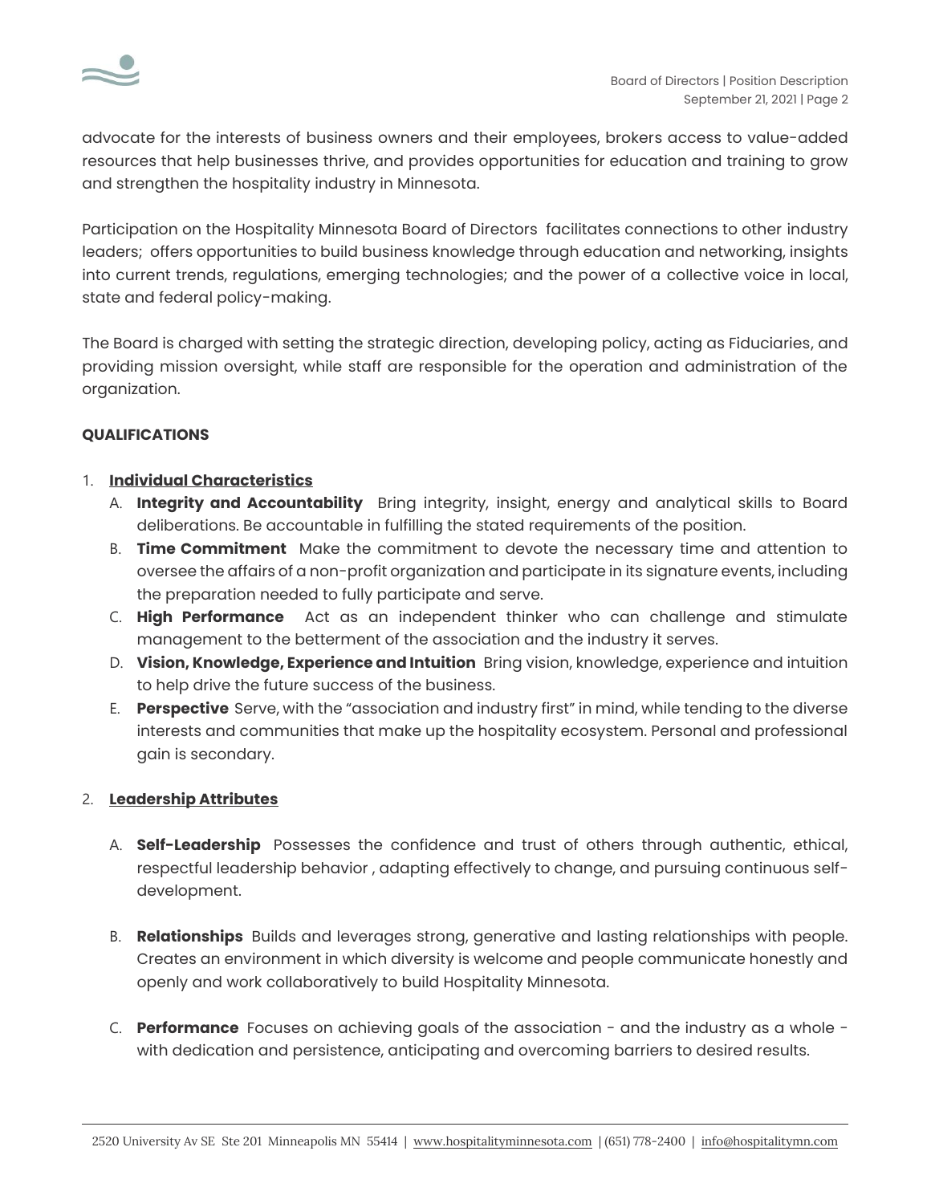advocate for the interests of business owners and their employees, brokers access to value-added resources that help businesses thrive, and provides opportunities for education and training to grow and strengthen the hospitality industry in Minnesota.

Participation on the Hospitality Minnesota Board of Directors facilitates connections to other industry leaders; offers opportunities to build business knowledge through education and networking, insights into current trends, regulations, emerging technologies; and the power of a collective voice in local, state and federal policy-making.

The Board is charged with setting the strategic direction, developing policy, acting as Fiduciaries, and providing mission oversight, while staff are responsible for the operation and administration of the organization.

**QUALIFICATIONS**

1. **Individual Characteristics**
   A. **Integrity and Accountability** Bring integrity, insight, energy and analytical skills to Board deliberations. Be accountable in fulfilling the stated requirements of the position.
   B. **Time Commitment** Make the commitment to devote the necessary time and attention to oversee the affairs of a non-profit organization and participate in its signature events, including the preparation needed to fully participate and serve.
   C. **High Performance** Act as an independent thinker who can challenge and stimulate management to the betterment of the association and the industry it serves.
   D. **Vision, Knowledge, Experience and Intuition** Bring vision, knowledge, experience and intuition to help drive the future success of the business.
   E. **Perspective** Serve, with the "association and industry first" in mind, while tending to the diverse interests and communities that make up the hospitality ecosystem. Personal and professional gain is secondary.

2. **Leadership Attributes**

   A. **Self-Leadership** Possesses the confidence and trust of others through authentic, ethical, respectful leadership behavior , adapting effectively to change, and pursuing continuous self-development.

   B. **Relationships** Builds and leverages strong, generative and lasting relationships with people. Creates an environment in which diversity is welcome and people communicate honestly and openly and work collaboratively to build Hospitality Minnesota.

   C. **Performance** Focuses on achieving goals of the association - and the industry as a whole - with dedication and persistence, anticipating and overcoming barriers to desired results.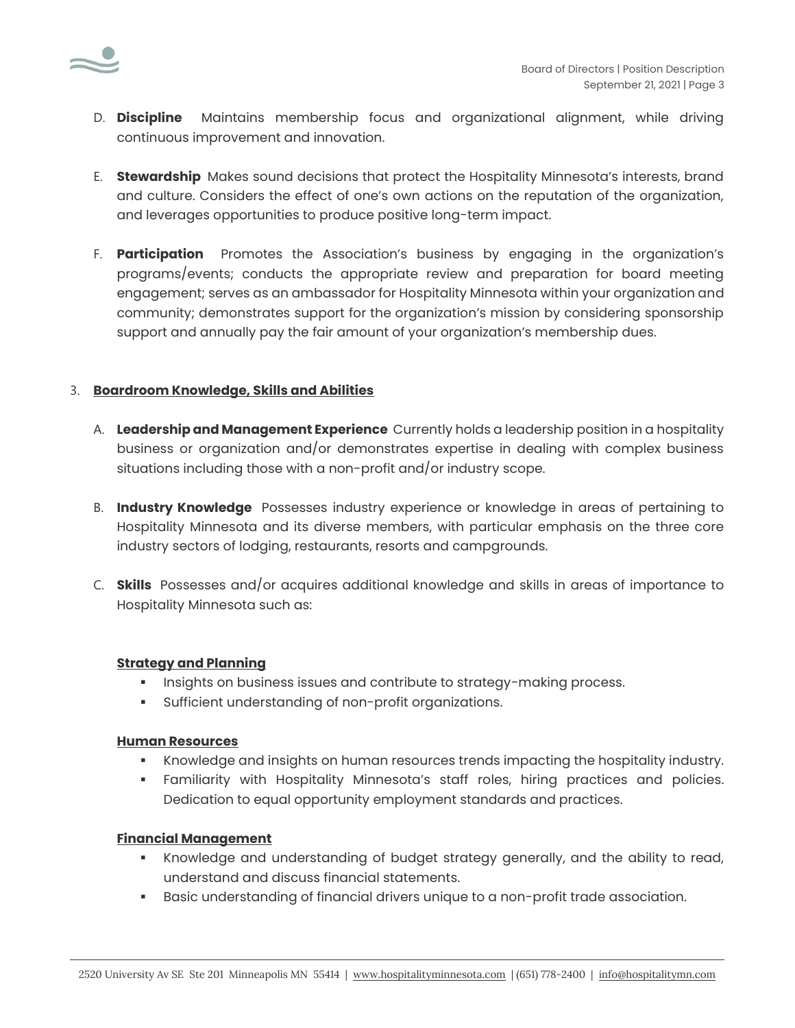D. **Discipline** Maintains membership focus and organizational alignment, while driving continuous improvement and innovation.

E. **Stewardship** Makes sound decisions that protect the Hospitality Minnesota's interests, brand and culture. Considers the effect of one's own actions on the reputation of the organization, and leverages opportunities to produce positive long-term impact.

F. **Participation** Promotes the Association's business by engaging in the organization's programs/events; conducts the appropriate review and preparation for board meeting engagement; serves as an ambassador for Hospitality Minnesota within your organization and community; demonstrates support for the organization's mission by considering sponsorship support and annually pay the fair amount of your organization's membership dues.

3. **Boardroom Knowledge, Skills and Abilities**

A. **Leadership and Management Experience** Currently holds a leadership position in a hospitality business or organization and/or demonstrates expertise in dealing with complex business situations including those with a non-profit and/or industry scope.

B. **Industry Knowledge** Possesses industry experience or knowledge in areas of pertaining to Hospitality Minnesota and its diverse members, with particular emphasis on the three core industry sectors of lodging, restaurants, resorts and campgrounds.

C. **Skills** Possesses and/or acquires additional knowledge and skills in areas of importance to Hospitality Minnesota such as:

**Strategy and Planning**

- Insights on business issues and contribute to strategy-making process.
- Sufficient understanding of non-profit organizations.

**Human Resources**

- Knowledge and insights on human resources trends impacting the hospitality industry.
- Familiarity with Hospitality Minnesota's staff roles, hiring practices and policies. Dedication to equal opportunity employment standards and practices.

**Financial Management**

- Knowledge and understanding of budget strategy generally, and the ability to read, understand and discuss financial statements.
- Basic understanding of financial drivers unique to a non-profit trade association.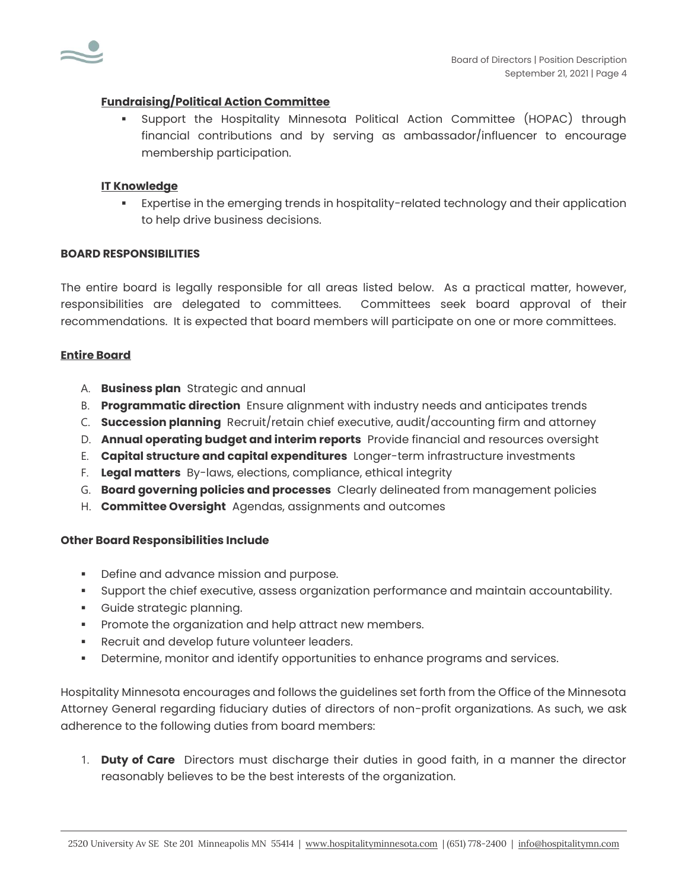**Fundraising/Political Action Committee**

- Support the Hospitality Minnesota Political Action Committee (HOPAC) through financial contributions and by serving as ambassador/influencer to encourage membership participation.

**IT Knowledge**

- Expertise in the emerging trends in hospitality-related technology and their application to help drive business decisions.

**BOARD RESPONSIBILITIES**

The entire board is legally responsible for all areas listed below. As a practical matter, however, responsibilities are delegated to committees. Committees seek board approval of their recommendations. It is expected that board members will participate on one or more committees.

**Entire Board**

A. **Business plan** Strategic and annual
B. **Programmatic direction** Ensure alignment with industry needs and anticipates trends
C. **Succession planning** Recruit/retain chief executive, audit/accounting firm and attorney
D. **Annual operating budget and interim reports** Provide financial and resources oversight
E. **Capital structure and capital expenditures** Longer-term infrastructure investments
F. **Legal matters** By-laws, elections, compliance, ethical integrity
G. **Board governing policies and processes** Clearly delineated from management policies
H. **Committee Oversight** Agendas, assignments and outcomes

**Other Board Responsibilities Include**

- Define and advance mission and purpose.
- Support the chief executive, assess organization performance and maintain accountability.
- Guide strategic planning.
- Promote the organization and help attract new members.
- Recruit and develop future volunteer leaders.
- Determine, monitor and identify opportunities to enhance programs and services.

Hospitality Minnesota encourages and follows the guidelines set forth from the Office of the Minnesota Attorney General regarding fiduciary duties of directors of non-profit organizations. As such, we ask adherence to the following duties from board members:

1. **Duty of Care** Directors must discharge their duties in good faith, in a manner the director reasonably believes to be the best interests of the organization.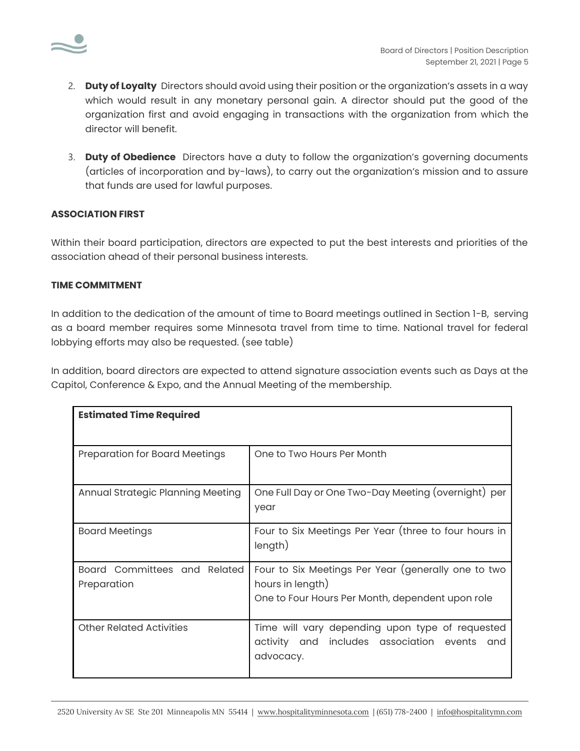2. **Duty of Loyalty** Directors should avoid using their position or the organization's assets in a way which would result in any monetary personal gain. A director should put the good of the organization first and avoid engaging in transactions with the organization from which the director will benefit.

3. **Duty of Obedience** Directors have a duty to follow the organization's governing documents (articles of incorporation and by-laws), to carry out the organization's mission and to assure that funds are used for lawful purposes.

**ASSOCIATION FIRST**

Within their board participation, directors are expected to put the best interests and priorities of the association ahead of their personal business interests.

**TIME COMMITMENT**

In addition to the dedication of the amount of time to Board meetings outlined in Section 1-B, serving as a board member requires some Minnesota travel from time to time. National travel for federal lobbying efforts may also be requested. (see table)

In addition, board directors are expected to attend signature association events such as Days at the Capitol, Conference & Expo, and the Annual Meeting of the membership.

| **Estimated Time Required** | |
|---|---|
| Preparation for Board Meetings | One to Two Hours Per Month |
| Annual Strategic Planning Meeting | One Full Day or One Two-Day Meeting (overnight) per year |
| Board Meetings | Four to Six Meetings Per Year (three to four hours in length) |
| Board Committees and Related Preparation | Four to Six Meetings Per Year (generally one to two hours in length)<br>One to Four Hours Per Month, dependent upon role |
| Other Related Activities | Time will vary depending upon type of requested activity and includes association events and advocacy. |